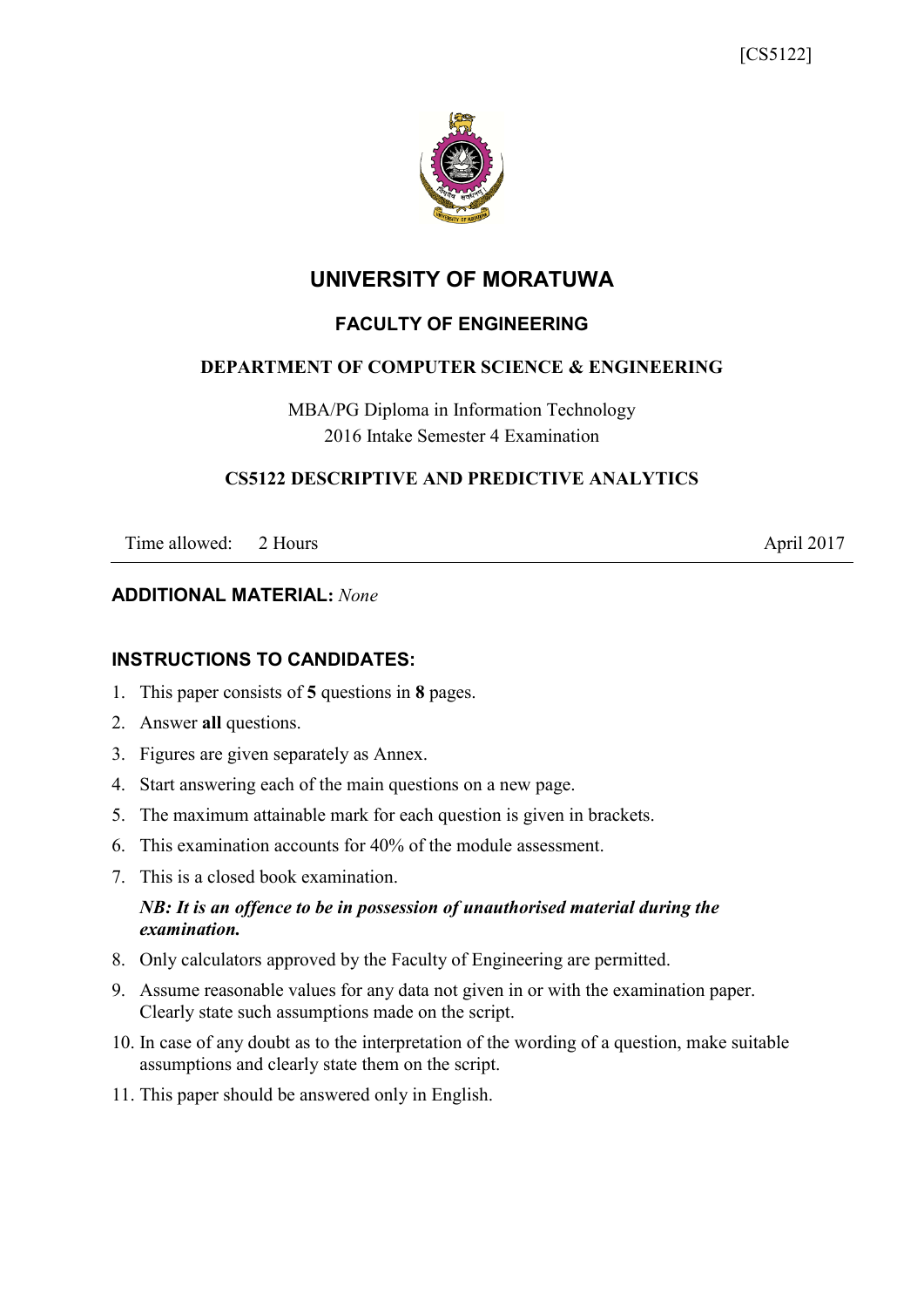[CS5122]

# UNIVERSITY OF MORATUWA

## FACULTY OF ENGINEERING

### DEPARTMENT OF COMPUTER SCIENCE & ENGINEERING

MBA/PG Diploma in Information Technology
2016 Intake Semester 4 Examination

### CS5122 DESCRIPTIVE AND PREDICTIVE ANALYTICS

Time allowed: 2 Hours    April 2017

---

**ADDITIONAL MATERIAL:** *None*

### INSTRUCTIONS TO CANDIDATES:

1. This paper consists of **5** questions in **8** pages.
2. Answer **all** questions.
3. Figures are given separately as Annex.
4. Start answering each of the main questions on a new page.
5. The maximum attainable mark for each question is given in brackets.
6. This examination accounts for 40% of the module assessment.
7. This is a closed book examination.

   ***NB: It is an offence to be in possession of unauthorised material during the examination.***
8. Only calculators approved by the Faculty of Engineering are permitted.
9. Assume reasonable values for any data not given in or with the examination paper. Clearly state such assumptions made on the script.
10. In case of any doubt as to the interpretation of the wording of a question, make suitable assumptions and clearly state them on the script.
11. This paper should be answered only in English.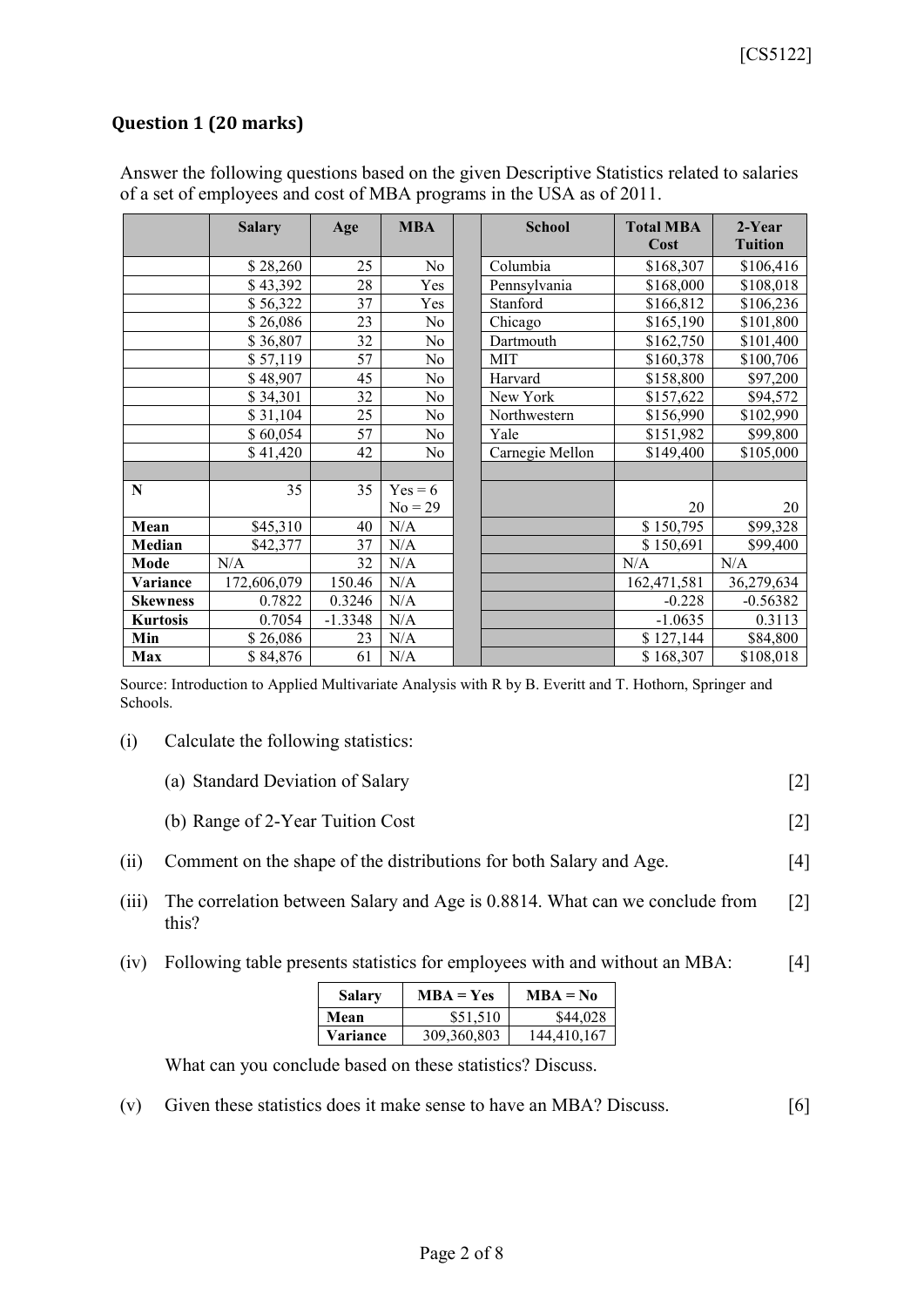## Question 1 (20 marks)

Answer the following questions based on the given Descriptive Statistics related to salaries of a set of employees and cost of MBA programs in the USA as of 2011.

| | Salary | Age | MBA | | School | Total MBA Cost | 2-Year Tuition |
|---|---|---|---|---|---|---|---|
| | $ 28,260 | 25 | No | | Columbia | $168,307 | $106,416 |
| | $ 43,392 | 28 | Yes | | Pennsylvania | $168,000 | $108,018 |
| | $ 56,322 | 37 | Yes | | Stanford | $166,812 | $106,236 |
| | $ 26,086 | 23 | No | | Chicago | $165,190 | $101,800 |
| | $ 36,807 | 32 | No | | Dartmouth | $162,750 | $101,400 |
| | $ 57,119 | 57 | No | | MIT | $160,378 | $100,706 |
| | $ 48,907 | 45 | No | | Harvard | $158,800 | $97,200 |
| | $ 34,301 | 32 | No | | New York | $157,622 | $94,572 |
| | $ 31,104 | 25 | No | | Northwestern | $156,990 | $102,990 |
| | $ 60,054 | 57 | No | | Yale | $151,982 | $99,800 |
| | $ 41,420 | 42 | No | | Carnegie Mellon | $149,400 | $105,000 |
| | | | | | | | |
| **N** | 35 | 35 | Yes = 6<br>No = 29 | | | 20 | 20 |
| **Mean** | $45,310 | 40 | N/A | | | $ 150,795 | $99,328 |
| **Median** | $42,377 | 37 | N/A | | | $ 150,691 | $99,400 |
| **Mode** | N/A | 32 | N/A | | | N/A | N/A |
| **Variance** | 172,606,079 | 150.46 | N/A | | | 162,471,581 | 36,279,634 |
| **Skewness** | 0.7822 | 0.3246 | N/A | | | -0.228 | -0.56382 |
| **Kurtosis** | 0.7054 | -1.3348 | N/A | | | -1.0635 | 0.3113 |
| **Min** | $ 26,086 | 23 | N/A | | | $ 127,144 | $84,800 |
| **Max** | $ 84,876 | 61 | N/A | | | $ 168,307 | $108,018 |

Source: Introduction to Applied Multivariate Analysis with R by B. Everitt and T. Hothorn, Springer and Schools.

(i) Calculate the following statistics:

(a) Standard Deviation of Salary [2]

(b) Range of 2-Year Tuition Cost [2]

(ii) Comment on the shape of the distributions for both Salary and Age. [4]

(iii) The correlation between Salary and Age is 0.8814. What can we conclude from this? [2]

(iv) Following table presents statistics for employees with and without an MBA: [4]

| Salary | MBA = Yes | MBA = No |
|---|---|---|
| **Mean** | $51,510 | $44,028 |
| **Variance** | 309,360,803 | 144,410,167 |

What can you conclude based on these statistics? Discuss.

(v) Given these statistics does it make sense to have an MBA? Discuss. [6]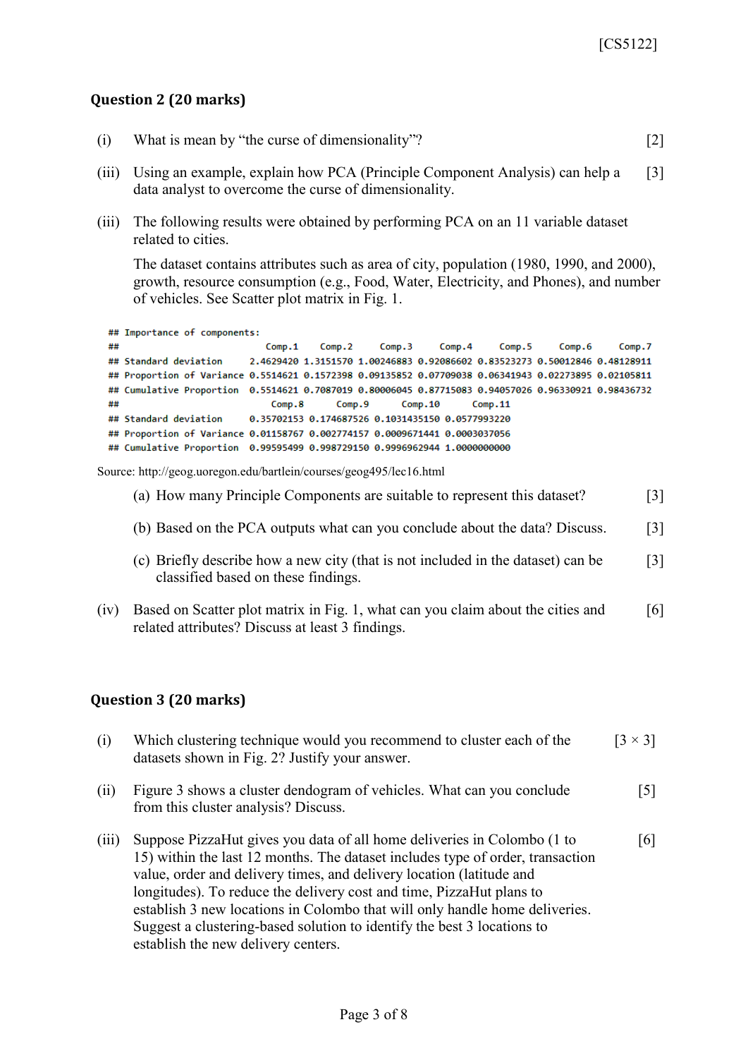## Question 2 (20 marks)

(i) What is mean by "the curse of dimensionality"? [2]

(iii) Using an example, explain how PCA (Principle Component Analysis) can help a data analyst to overcome the curse of dimensionality. [3]

(iii) The following results were obtained by performing PCA on an 11 variable dataset related to cities.

The dataset contains attributes such as area of city, population (1980, 1990, and 2000), growth, resource consumption (e.g., Food, Water, Electricity, and Phones), and number of vehicles. See Scatter plot matrix in Fig. 1.

```
## Importance of components:
##                          Comp.1    Comp.2     Comp.3     Comp.4     Comp.5     Comp.6     Comp.7
## Standard deviation     2.4629420 1.3151570 1.00246883 0.92086602 0.83523273 0.50012846 0.48128911
## Proportion of Variance 0.5514621 0.1572398 0.09135852 0.07709038 0.06341943 0.02273895 0.02105811
## Cumulative Proportion  0.5514621 0.7087019 0.80006045 0.87715083 0.94057026 0.96330921 0.98436732
##                            Comp.8      Comp.9       Comp.10      Comp.11
## Standard deviation     0.35702153 0.174687526 0.1031435150 0.0577993220
## Proportion of Variance 0.01158767 0.002774157 0.0009671441 0.0003037056
## Cumulative Proportion  0.99595499 0.998729150 0.9996962944 1.0000000000
```

Source: http://geog.uoregon.edu/bartlein/courses/geog495/lec16.html

(a) How many Principle Components are suitable to represent this dataset? [3]

(b) Based on the PCA outputs what can you conclude about the data? Discuss. [3]

(c) Briefly describe how a new city (that is not included in the dataset) can be classified based on these findings. [3]

(iv) Based on Scatter plot matrix in Fig. 1, what can you claim about the cities and related attributes? Discuss at least 3 findings. [6]

## Question 3 (20 marks)

(i) Which clustering technique would you recommend to cluster each of the datasets shown in Fig. 2? Justify your answer. [3 × 3]

(ii) Figure 3 shows a cluster dendogram of vehicles. What can you conclude from this cluster analysis? Discuss. [5]

(iii) Suppose PizzaHut gives you data of all home deliveries in Colombo (1 to 15) within the last 12 months. The dataset includes type of order, transaction value, order and delivery times, and delivery location (latitude and longitudes). To reduce the delivery cost and time, PizzaHut plans to establish 3 new locations in Colombo that will only handle home deliveries. Suggest a clustering-based solution to identify the best 3 locations to establish the new delivery centers. [6]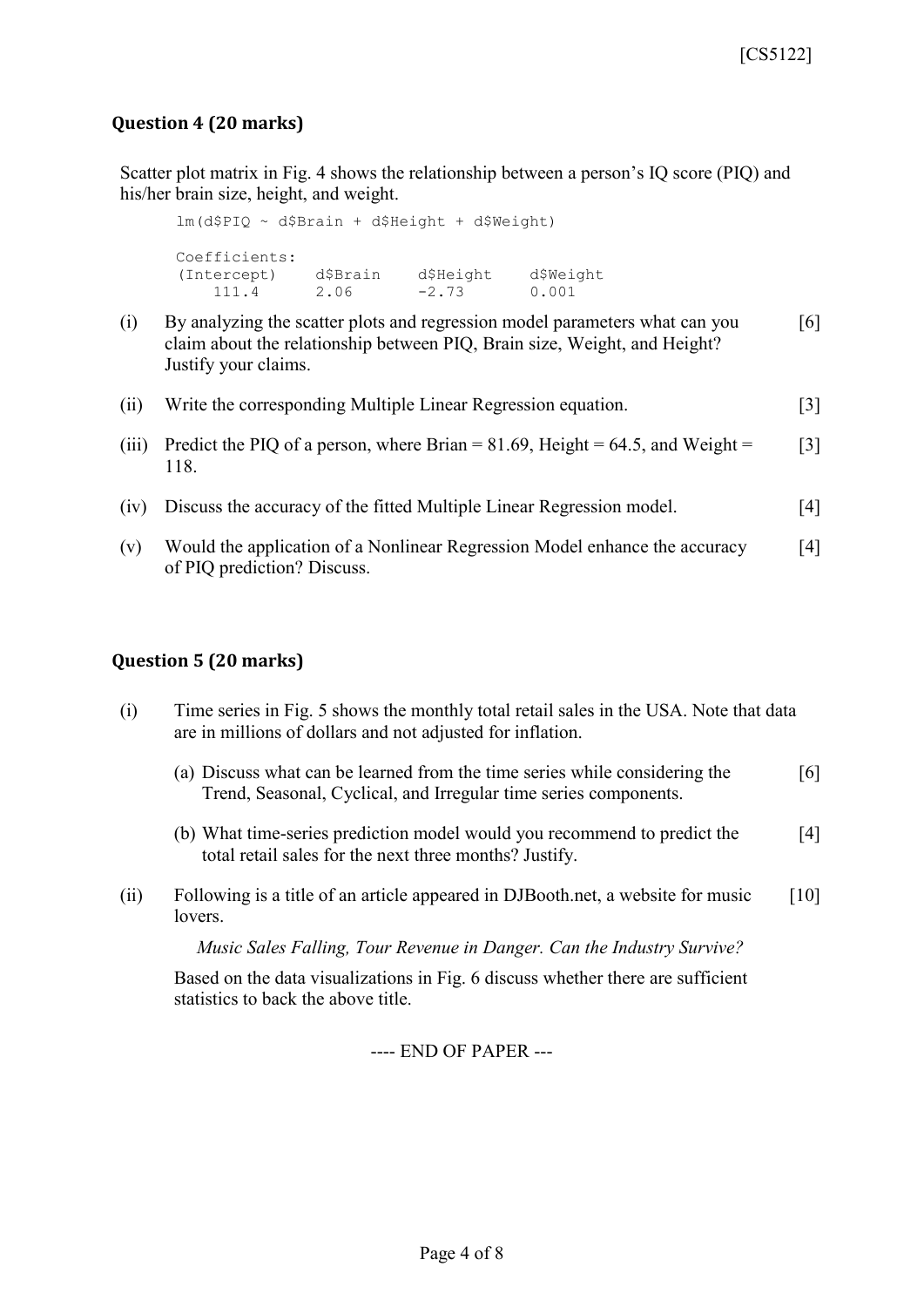### Question 4 (20 marks)

Scatter plot matrix in Fig. 4 shows the relationship between a person's IQ score (PIQ) and his/her brain size, height, and weight.

```
lm(d$PIQ ~ d$Brain + d$Height + d$Weight)

Coefficients:
(Intercept)    d$Brain    d$Height    d$Weight
    111.4       2.06       -2.73       0.001
```

(i) By analyzing the scatter plots and regression model parameters what can you claim about the relationship between PIQ, Brain size, Weight, and Height? Justify your claims. [6]

(ii) Write the corresponding Multiple Linear Regression equation. [3]

(iii) Predict the PIQ of a person, where Brian = 81.69, Height = 64.5, and Weight = 118. [3]

(iv) Discuss the accuracy of the fitted Multiple Linear Regression model. [4]

(v) Would the application of a Nonlinear Regression Model enhance the accuracy of PIQ prediction? Discuss. [4]

### Question 5 (20 marks)

(i) Time series in Fig. 5 shows the monthly total retail sales in the USA. Note that data are in millions of dollars and not adjusted for inflation.

(a) Discuss what can be learned from the time series while considering the Trend, Seasonal, Cyclical, and Irregular time series components. [6]

(b) What time-series prediction model would you recommend to predict the total retail sales for the next three months? Justify. [4]

(ii) Following is a title of an article appeared in DJBooth.net, a website for music lovers. [10]

*Music Sales Falling, Tour Revenue in Danger. Can the Industry Survive?*

Based on the data visualizations in Fig. 6 discuss whether there are sufficient statistics to back the above title.

---- END OF PAPER ---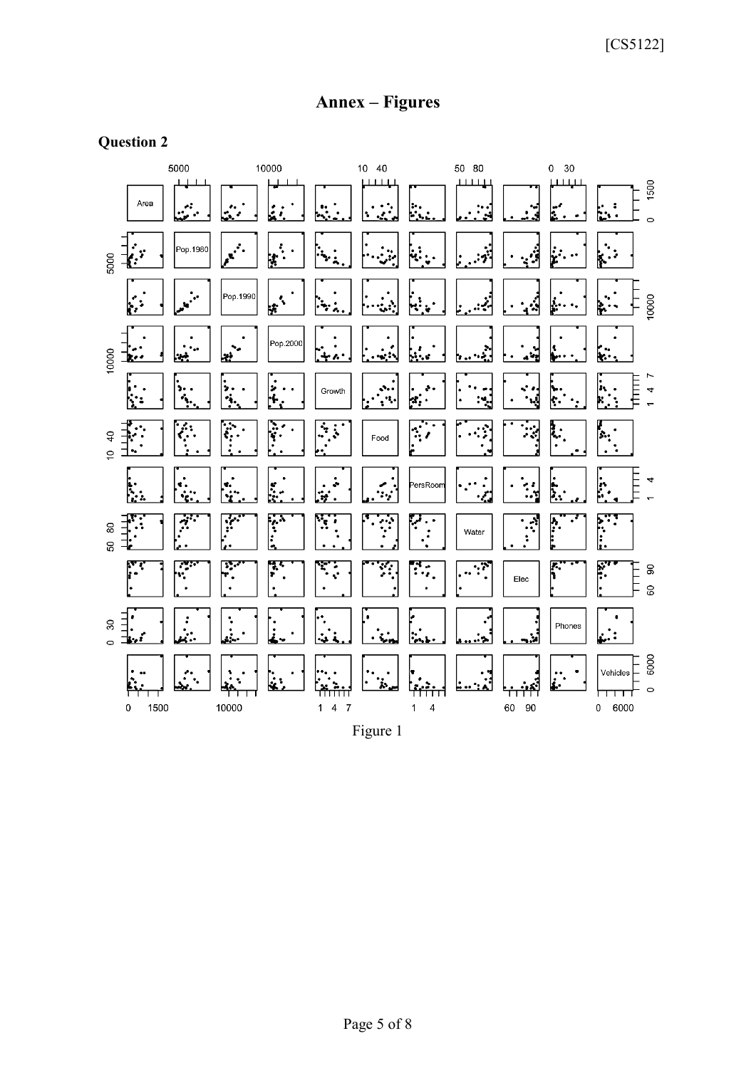# Annex – Figures

## Question 2

Figure 1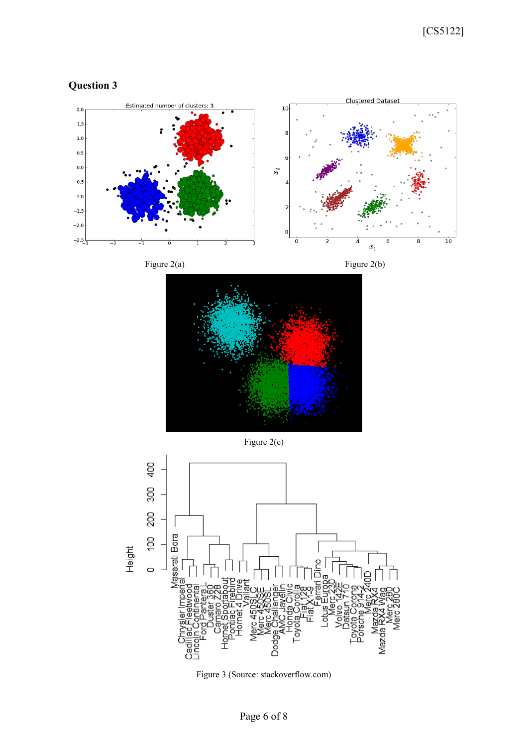## Question 3

Figure 2(a)

Figure 2(b)

Figure 2(c)

Figure 3 (Source: stackoverflow.com)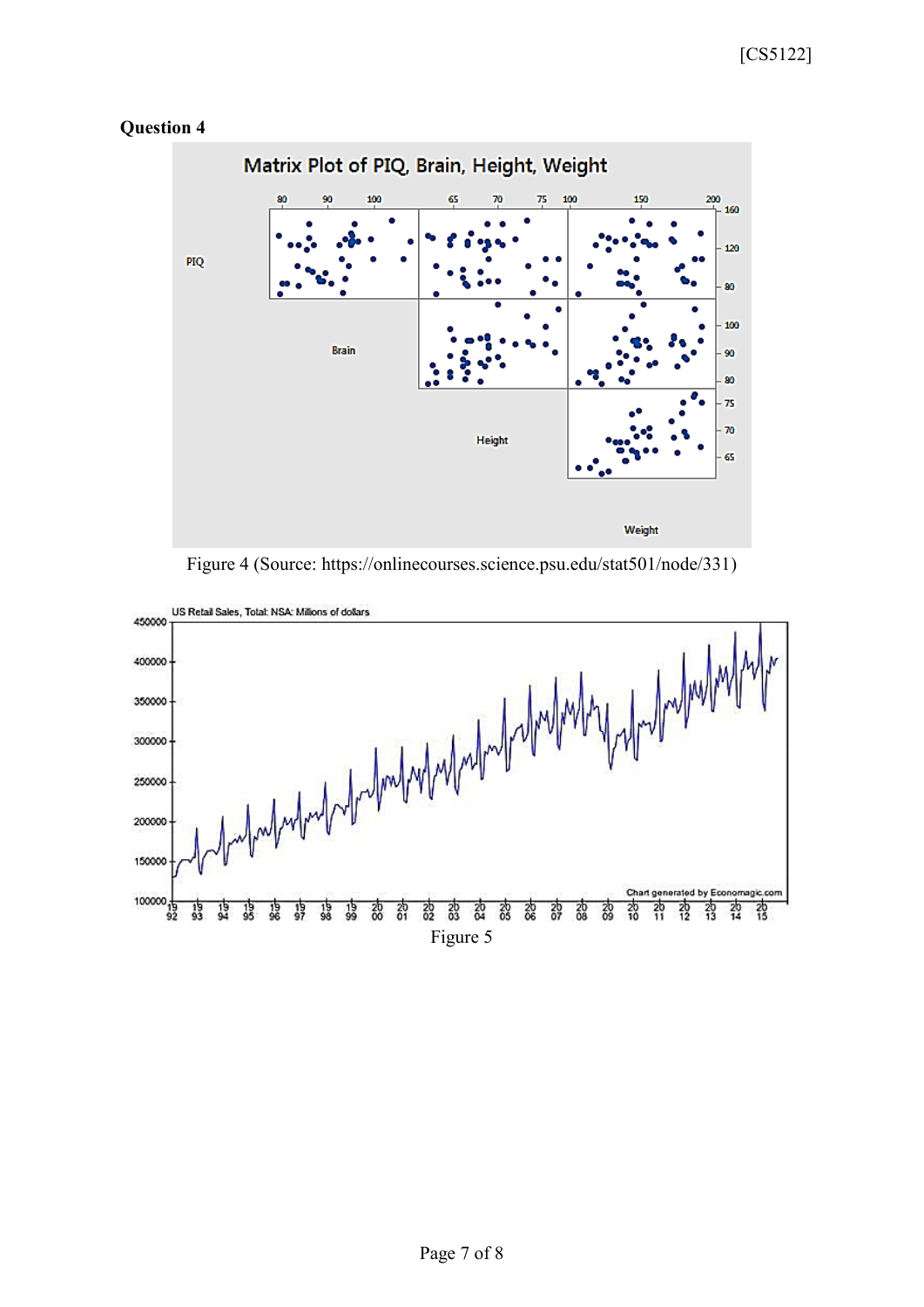**Question 4**

Figure 4 (Source: https://onlinecourses.science.psu.edu/stat501/node/331)

Figure 5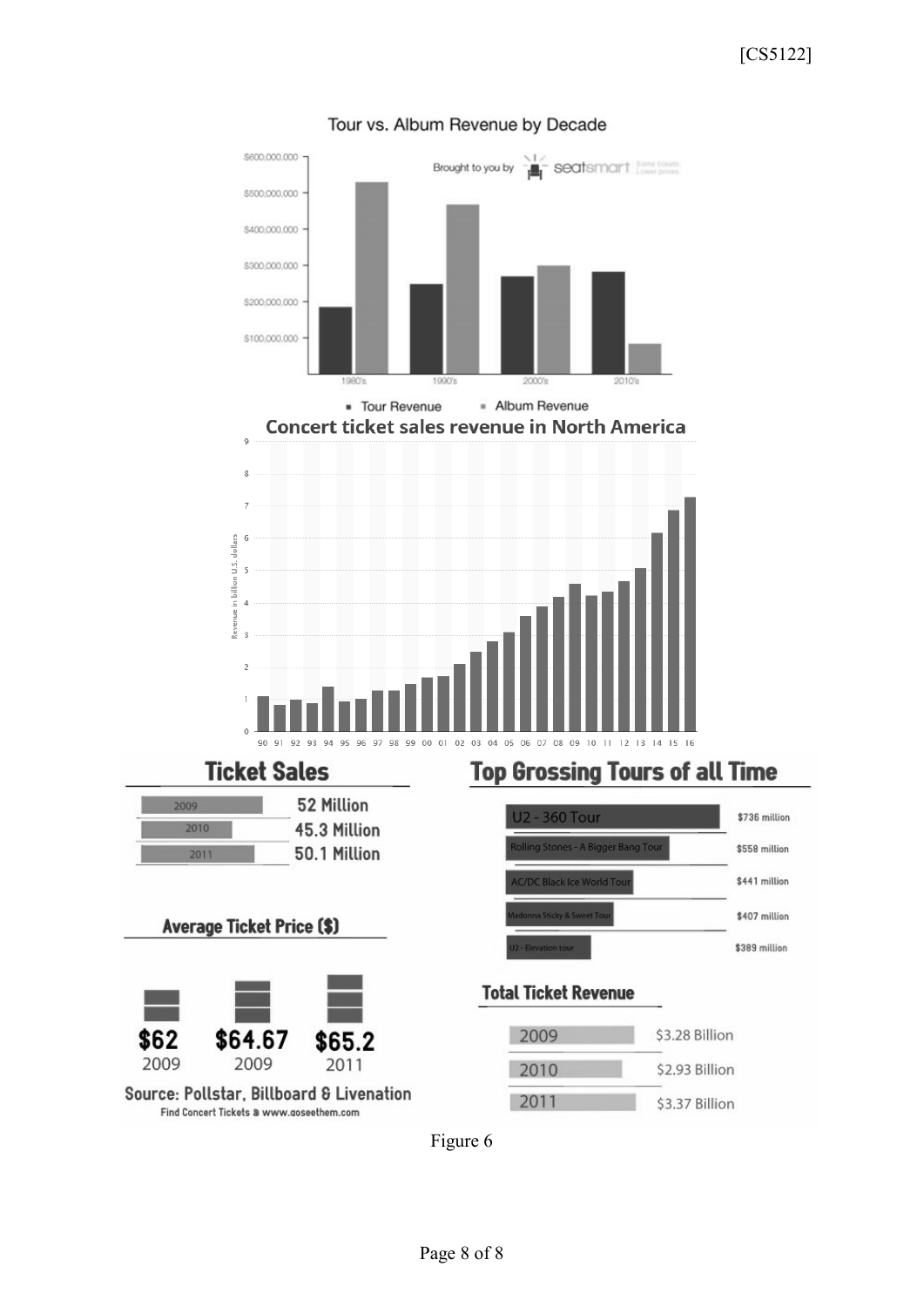Tour vs. Album Revenue by Decade

$600,000,000
$500,000,000
$400,000,000
$300,000,000
$200,000,000
$100,000,000

Brought to you by seatsmart

1980's 1990's 2000's 2010's

Tour Revenue   Album Revenue

Concert ticket sales revenue in North America

Revenue in billion U.S. dollars

0 1 2 3 4 5 6 7 8 9

90 91 92 93 94 95 96 97 98 99 00 01 02 03 04 05 06 07 08 09 10 11 12 13 14 15 16

**Ticket Sales**

2009 52 Million
2010 45.3 Million
2011 50.1 Million

**Average Ticket Price ($)**

$62 2009
$64.67 2009
$65.2 2011

Source: Pollstar, Billboard & Livenation
Find Concert Tickets @ www.goseethem.com

**Top Grossing Tours of all Time**

U2 - 360 Tour $736 million
Rolling Stones - A Bigger Bang Tour $558 million
AC/DC Black Ice World Tour $441 million
Madonna Sticky & Sweet Tour $407 million
U2 - Elevation tour $389 million

**Total Ticket Revenue**

2009 $3.28 Billion
2010 $2.93 Billion
2011 $3.37 Billion

Figure 6